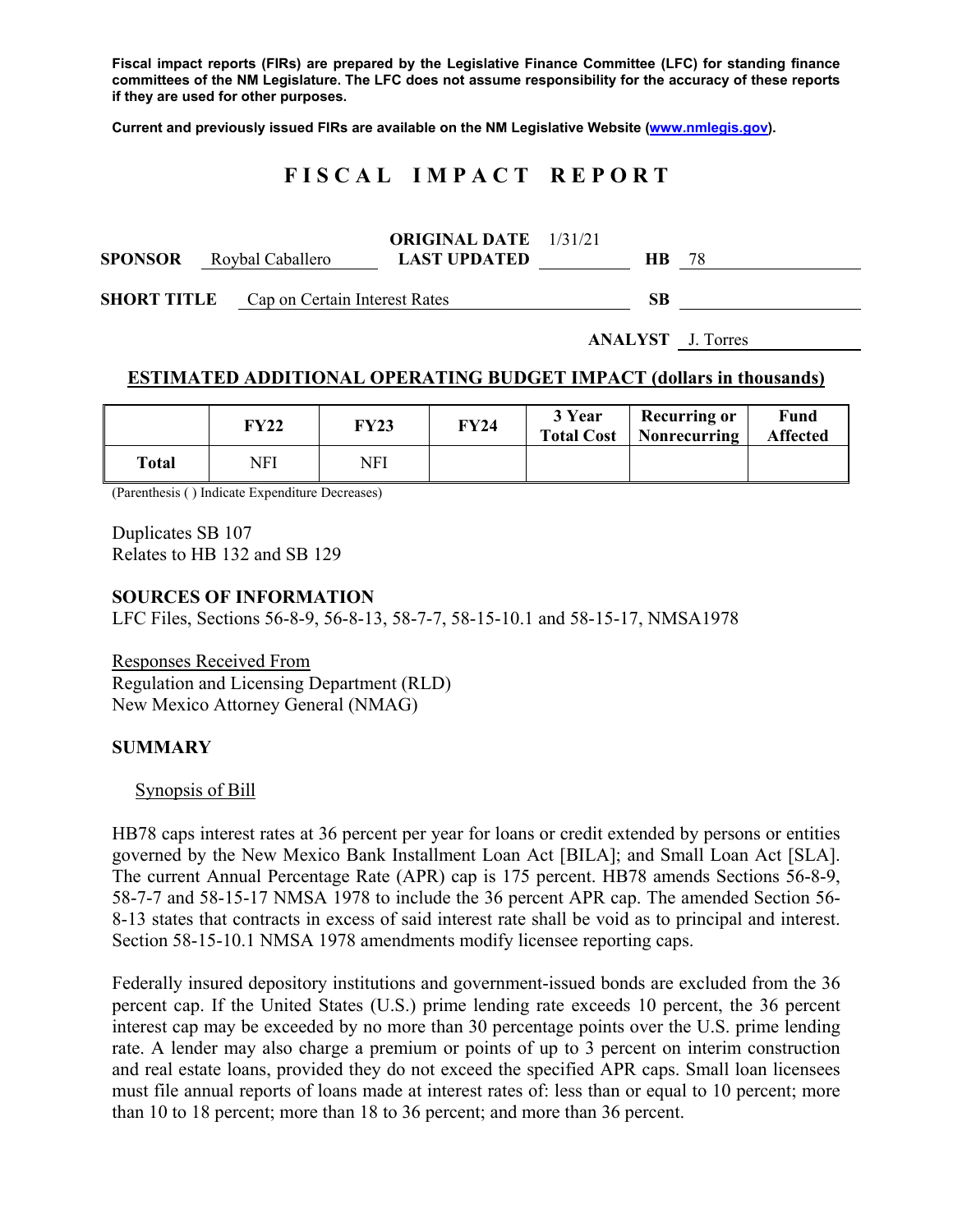**Fiscal impact reports (FIRs) are prepared by the Legislative Finance Committee (LFC) for standing finance committees of the NM Legislature. The LFC does not assume responsibility for the accuracy of these reports if they are used for other purposes.**

**Current and previously issued FIRs are available on the NM Legislative Website (www.nmlegis.gov).**

# F I S C A L   I M P A C T   R E P O R T

**SPONSOR** Roybal Caballero  **ORIGINAL DATE** 1/31/21  **LAST UPDATED**  **HB** 78

**SHORT TITLE** Cap on Certain Interest Rates  **SB**

**ANALYST** J. Torres

## ESTIMATED ADDITIONAL OPERATING BUDGET IMPACT (dollars in thousands)

| | FY22 | FY23 | FY24 | 3 Year Total Cost | Recurring or Nonrecurring | Fund Affected |
|---|---|---|---|---|---|---|
| **Total** | NFI | NFI | | | | |

(Parenthesis ( ) Indicate Expenditure Decreases)

Duplicates SB 107
Relates to HB 132 and SB 129

### SOURCES OF INFORMATION

LFC Files, Sections 56-8-9, 56-8-13, 58-7-7, 58-15-10.1 and 58-15-17, NMSA1978

Responses Received From
Regulation and Licensing Department (RLD)
New Mexico Attorney General (NMAG)

### SUMMARY

Synopsis of Bill

HB78 caps interest rates at 36 percent per year for loans or credit extended by persons or entities governed by the New Mexico Bank Installment Loan Act [BILA]; and Small Loan Act [SLA]. The current Annual Percentage Rate (APR) cap is 175 percent. HB78 amends Sections 56-8-9, 58-7-7 and 58-15-17 NMSA 1978 to include the 36 percent APR cap. The amended Section 56-8-13 states that contracts in excess of said interest rate shall be void as to principal and interest. Section 58-15-10.1 NMSA 1978 amendments modify licensee reporting caps.

Federally insured depository institutions and government-issued bonds are excluded from the 36 percent cap. If the United States (U.S.) prime lending rate exceeds 10 percent, the 36 percent interest cap may be exceeded by no more than 30 percentage points over the U.S. prime lending rate. A lender may also charge a premium or points of up to 3 percent on interim construction and real estate loans, provided they do not exceed the specified APR caps. Small loan licensees must file annual reports of loans made at interest rates of: less than or equal to 10 percent; more than 10 to 18 percent; more than 18 to 36 percent; and more than 36 percent.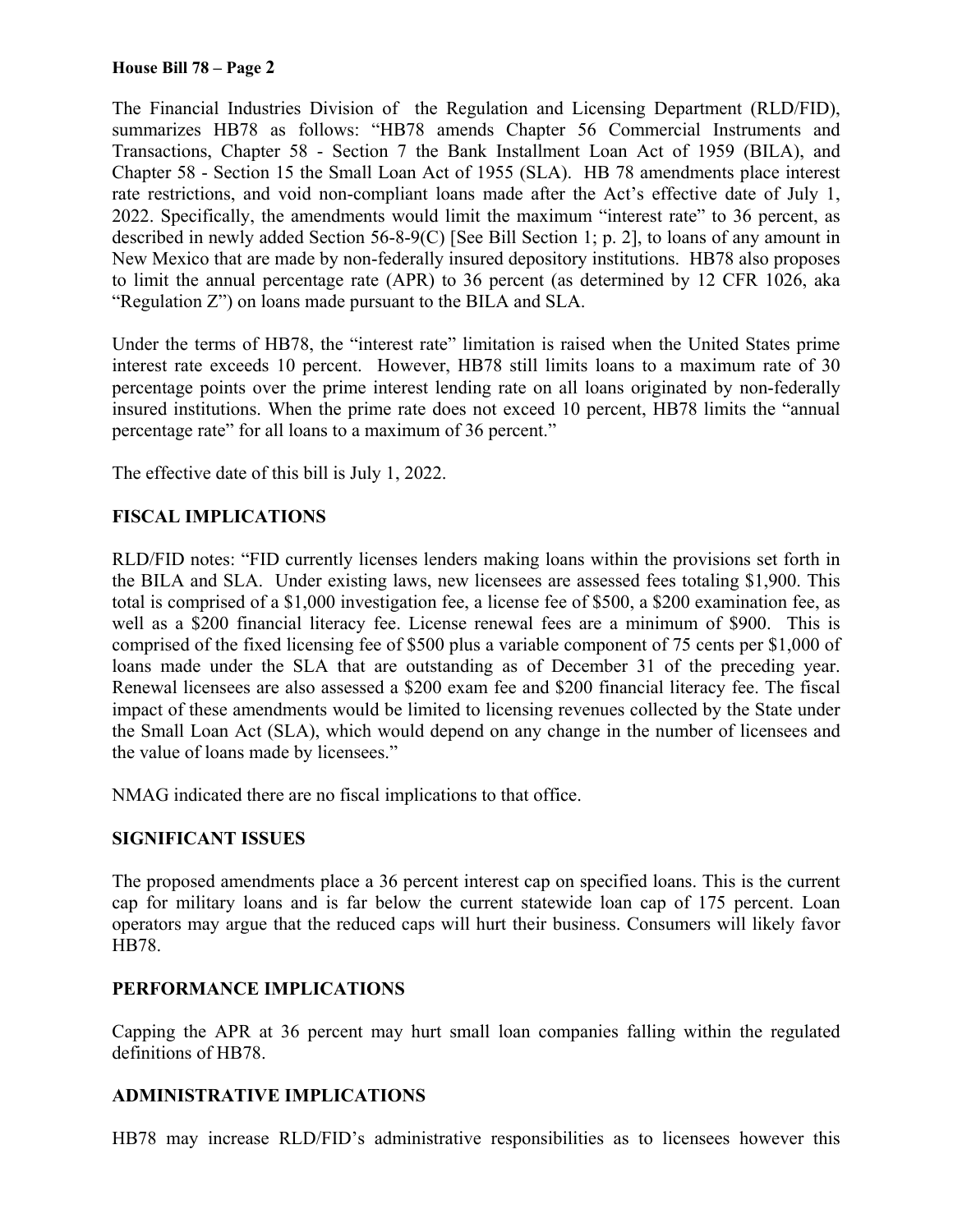**House Bill 78 – Page 2**

The Financial Industries Division of the Regulation and Licensing Department (RLD/FID), summarizes HB78 as follows: "HB78 amends Chapter 56 Commercial Instruments and Transactions, Chapter 58 - Section 7 the Bank Installment Loan Act of 1959 (BILA), and Chapter 58 - Section 15 the Small Loan Act of 1955 (SLA). HB 78 amendments place interest rate restrictions, and void non-compliant loans made after the Act's effective date of July 1, 2022. Specifically, the amendments would limit the maximum "interest rate" to 36 percent, as described in newly added Section 56-8-9(C) [See Bill Section 1; p. 2], to loans of any amount in New Mexico that are made by non-federally insured depository institutions. HB78 also proposes to limit the annual percentage rate (APR) to 36 percent (as determined by 12 CFR 1026, aka "Regulation Z") on loans made pursuant to the BILA and SLA.

Under the terms of HB78, the "interest rate" limitation is raised when the United States prime interest rate exceeds 10 percent. However, HB78 still limits loans to a maximum rate of 30 percentage points over the prime interest lending rate on all loans originated by non-federally insured institutions. When the prime rate does not exceed 10 percent, HB78 limits the "annual percentage rate" for all loans to a maximum of 36 percent."

The effective date of this bill is July 1, 2022.

**FISCAL IMPLICATIONS**

RLD/FID notes: "FID currently licenses lenders making loans within the provisions set forth in the BILA and SLA. Under existing laws, new licensees are assessed fees totaling $1,900. This total is comprised of a $1,000 investigation fee, a license fee of $500, a $200 examination fee, as well as a $200 financial literacy fee. License renewal fees are a minimum of $900. This is comprised of the fixed licensing fee of $500 plus a variable component of 75 cents per $1,000 of loans made under the SLA that are outstanding as of December 31 of the preceding year. Renewal licensees are also assessed a $200 exam fee and $200 financial literacy fee. The fiscal impact of these amendments would be limited to licensing revenues collected by the State under the Small Loan Act (SLA), which would depend on any change in the number of licensees and the value of loans made by licensees."

NMAG indicated there are no fiscal implications to that office.

**SIGNIFICANT ISSUES**

The proposed amendments place a 36 percent interest cap on specified loans. This is the current cap for military loans and is far below the current statewide loan cap of 175 percent. Loan operators may argue that the reduced caps will hurt their business. Consumers will likely favor HB78.

**PERFORMANCE IMPLICATIONS**

Capping the APR at 36 percent may hurt small loan companies falling within the regulated definitions of HB78.

**ADMINISTRATIVE IMPLICATIONS**

HB78 may increase RLD/FID's administrative responsibilities as to licensees however this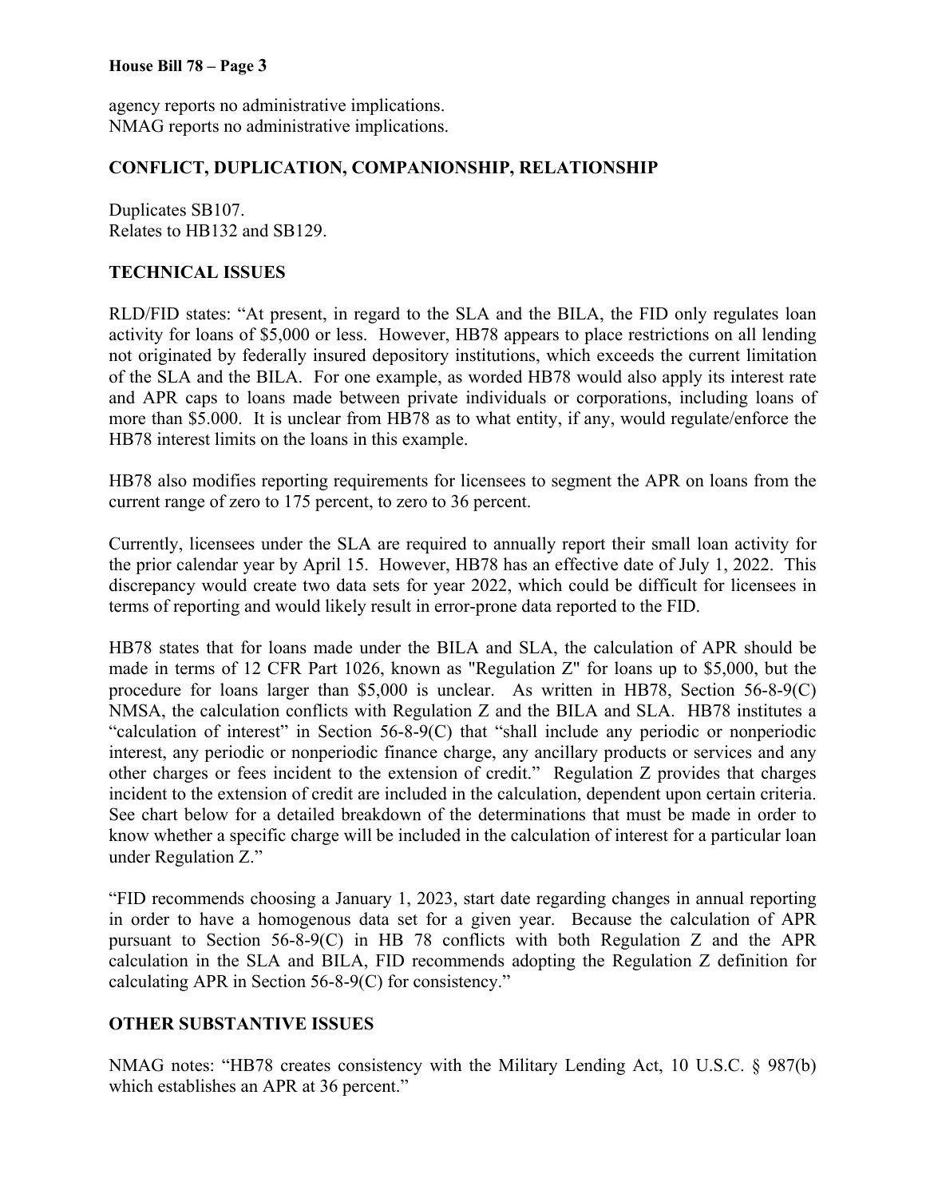agency reports no administrative implications.
NMAG reports no administrative implications.

## CONFLICT, DUPLICATION, COMPANIONSHIP, RELATIONSHIP

Duplicates SB107.
Relates to HB132 and SB129.

## TECHNICAL ISSUES

RLD/FID states: "At present, in regard to the SLA and the BILA, the FID only regulates loan activity for loans of $5,000 or less. However, HB78 appears to place restrictions on all lending not originated by federally insured depository institutions, which exceeds the current limitation of the SLA and the BILA. For one example, as worded HB78 would also apply its interest rate and APR caps to loans made between private individuals or corporations, including loans of more than $5.000. It is unclear from HB78 as to what entity, if any, would regulate/enforce the HB78 interest limits on the loans in this example.

HB78 also modifies reporting requirements for licensees to segment the APR on loans from the current range of zero to 175 percent, to zero to 36 percent.

Currently, licensees under the SLA are required to annually report their small loan activity for the prior calendar year by April 15. However, HB78 has an effective date of July 1, 2022. This discrepancy would create two data sets for year 2022, which could be difficult for licensees in terms of reporting and would likely result in error-prone data reported to the FID.

HB78 states that for loans made under the BILA and SLA, the calculation of APR should be made in terms of 12 CFR Part 1026, known as "Regulation Z" for loans up to $5,000, but the procedure for loans larger than $5,000 is unclear. As written in HB78, Section 56-8-9(C) NMSA, the calculation conflicts with Regulation Z and the BILA and SLA. HB78 institutes a "calculation of interest" in Section 56-8-9(C) that "shall include any periodic or nonperiodic interest, any periodic or nonperiodic finance charge, any ancillary products or services and any other charges or fees incident to the extension of credit." Regulation Z provides that charges incident to the extension of credit are included in the calculation, dependent upon certain criteria. See chart below for a detailed breakdown of the determinations that must be made in order to know whether a specific charge will be included in the calculation of interest for a particular loan under Regulation Z."

"FID recommends choosing a January 1, 2023, start date regarding changes in annual reporting in order to have a homogenous data set for a given year. Because the calculation of APR pursuant to Section 56-8-9(C) in HB 78 conflicts with both Regulation Z and the APR calculation in the SLA and BILA, FID recommends adopting the Regulation Z definition for calculating APR in Section 56-8-9(C) for consistency."

## OTHER SUBSTANTIVE ISSUES

NMAG notes: "HB78 creates consistency with the Military Lending Act, 10 U.S.C. § 987(b) which establishes an APR at 36 percent."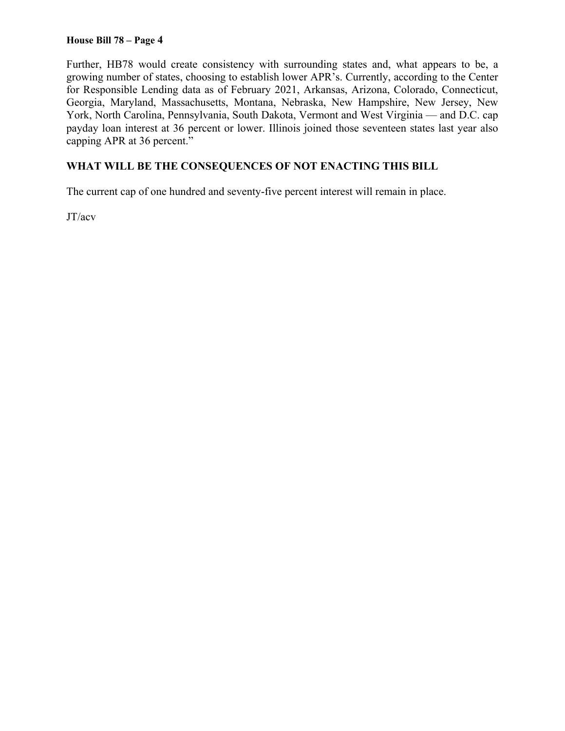Further, HB78 would create consistency with surrounding states and, what appears to be, a growing number of states, choosing to establish lower APR's. Currently, according to the Center for Responsible Lending data as of February 2021, Arkansas, Arizona, Colorado, Connecticut, Georgia, Maryland, Massachusetts, Montana, Nebraska, New Hampshire, New Jersey, New York, North Carolina, Pennsylvania, South Dakota, Vermont and West Virginia — and D.C. cap payday loan interest at 36 percent or lower. Illinois joined those seventeen states last year also capping APR at 36 percent."

## WHAT WILL BE THE CONSEQUENCES OF NOT ENACTING THIS BILL

The current cap of one hundred and seventy-five percent interest will remain in place.

JT/acv